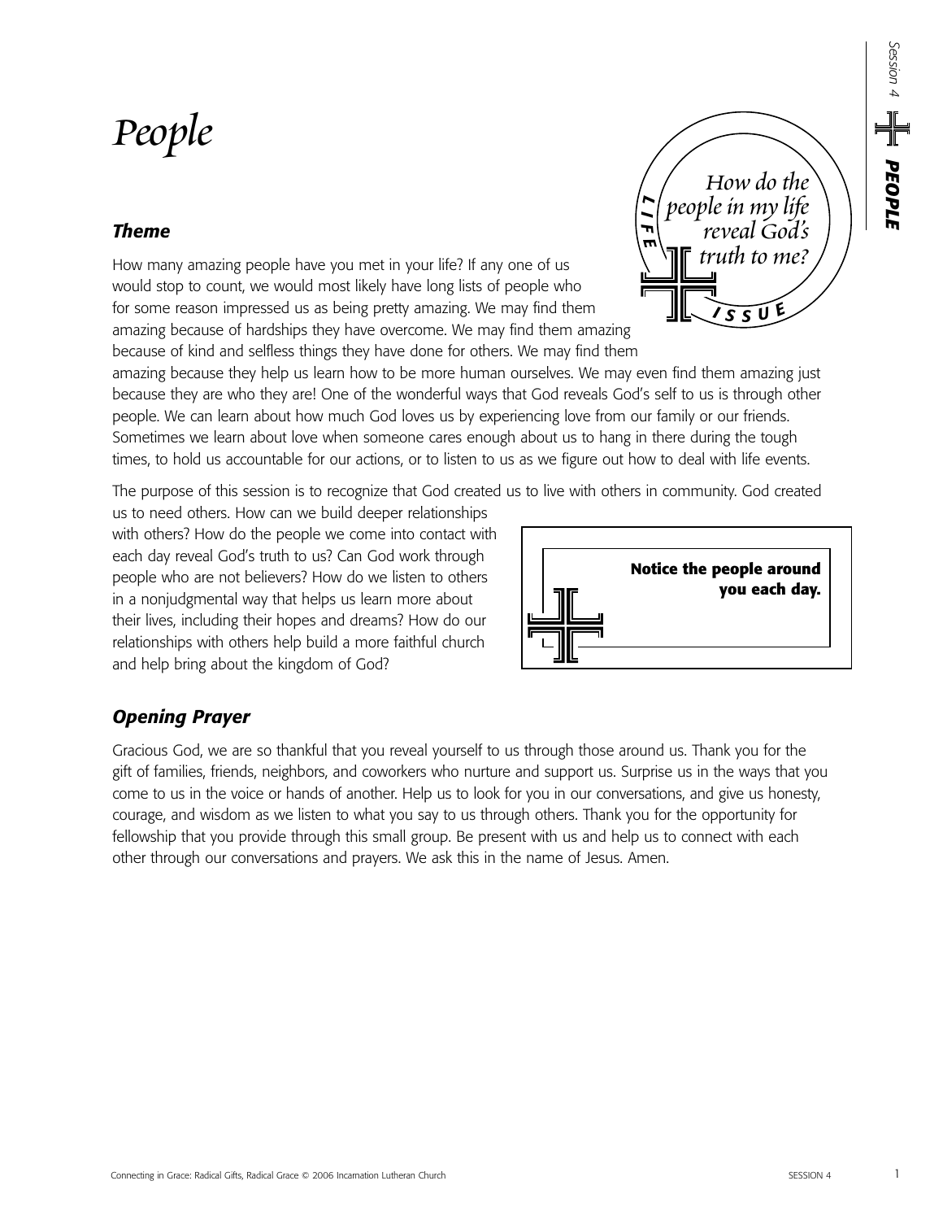# People

*How do the people in my life reveal God's truth to me?*

LIFE ISSUE

## Theme

How many amazing people have you met in your life? If any one of us would stop to count, we would most likely have long lists of people who for some reason impressed us as being pretty amazing. We may find them amazing because of hardships they have overcome. We may find them amazing because of kind and selfless things they have done for others. We may find them amazing because they help us learn how to be more human ourselves. We may even find them amazing just because they are who they are! One of the wonderful ways that God reveals God's self to us is through other people. We can learn about how much God loves us by experiencing love from our family or our friends. Sometimes we learn about love when someone cares enough about us to hang in there during the tough times, to hold us accountable for our actions, or to listen to us as we figure out how to deal with life events.

The purpose of this session is to recognize that God created us to live with others in community. God created us to need others. How can we build deeper relationships with others? How do the people we come into contact with each day reveal God's truth to us? Can God work through people who are not believers? How do we listen to others in a nonjudgmental way that helps us learn more about their lives, including their hopes and dreams? How do our relationships with others help build a more faithful church and help bring about the kingdom of God?

**Notice the people around you each day.**

## Opening Prayer

Gracious God, we are so thankful that you reveal yourself to us through those around us. Thank you for the gift of families, friends, neighbors, and coworkers who nurture and support us. Surprise us in the ways that you come to us in the voice or hands of another. Help us to look for you in our conversations, and give us honesty, courage, and wisdom as we listen to what you say to us through others. Thank you for the opportunity for fellowship that you provide through this small group. Be present with us and help us to connect with each other through our conversations and prayers. We ask this in the name of Jesus. Amen.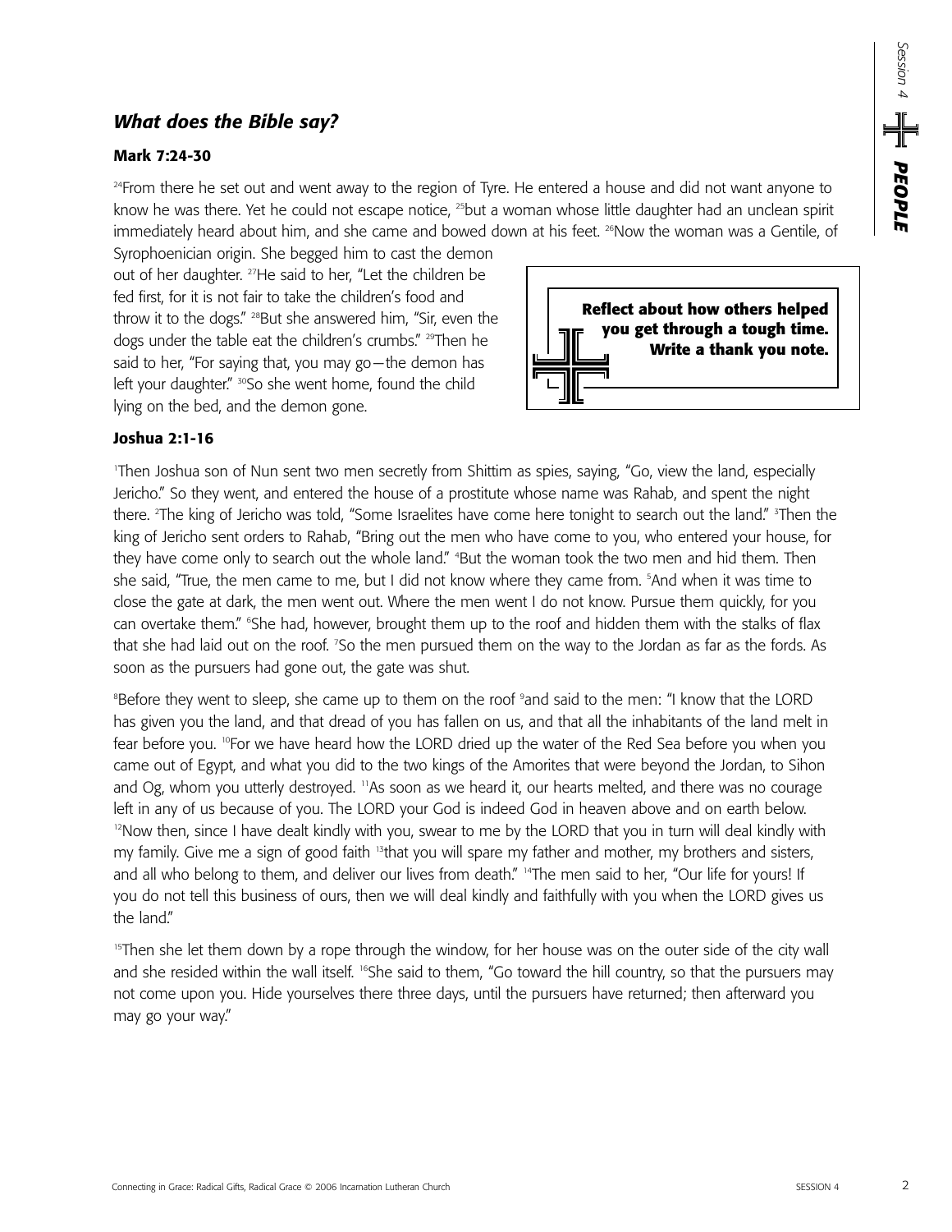## *What does the Bible say?*

### Mark 7:24-30

[24]From there he set out and went away to the region of Tyre. He entered a house and did not want anyone to know he was there. Yet he could not escape notice, [25]but a woman whose little daughter had an unclean spirit immediately heard about him, and she came and bowed down at his feet. [26]Now the woman was a Gentile, of Syrophoenician origin. She begged him to cast the demon out of her daughter. [27]He said to her, "Let the children be fed first, for it is not fair to take the children's food and throw it to the dogs." [28]But she answered him, "Sir, even the dogs under the table eat the children's crumbs." [29]Then he said to her, "For saying that, you may go—the demon has left your daughter." [30]So she went home, found the child lying on the bed, and the demon gone.

**Reflect about how others helped you get through a tough time. Write a thank you note.**

### Joshua 2:1-16

[1]Then Joshua son of Nun sent two men secretly from Shittim as spies, saying, "Go, view the land, especially Jericho." So they went, and entered the house of a prostitute whose name was Rahab, and spent the night there. [2]The king of Jericho was told, "Some Israelites have come here tonight to search out the land." [3]Then the king of Jericho sent orders to Rahab, "Bring out the men who have come to you, who entered your house, for they have come only to search out the whole land." [4]But the woman took the two men and hid them. Then she said, "True, the men came to me, but I did not know where they came from. [5]And when it was time to close the gate at dark, the men went out. Where the men went I do not know. Pursue them quickly, for you can overtake them." [6]She had, however, brought them up to the roof and hidden them with the stalks of flax that she had laid out on the roof. [7]So the men pursued them on the way to the Jordan as far as the fords. As soon as the pursuers had gone out, the gate was shut.

[8]Before they went to sleep, she came up to them on the roof [9]and said to the men: "I know that the LORD has given you the land, and that dread of you has fallen on us, and that all the inhabitants of the land melt in fear before you. [10]For we have heard how the LORD dried up the water of the Red Sea before you when you came out of Egypt, and what you did to the two kings of the Amorites that were beyond the Jordan, to Sihon and Og, whom you utterly destroyed. [11]As soon as we heard it, our hearts melted, and there was no courage left in any of us because of you. The LORD your God is indeed God in heaven above and on earth below. [12]Now then, since I have dealt kindly with you, swear to me by the LORD that you in turn will deal kindly with my family. Give me a sign of good faith [13]that you will spare my father and mother, my brothers and sisters, and all who belong to them, and deliver our lives from death." [14]The men said to her, "Our life for yours! If you do not tell this business of ours, then we will deal kindly and faithfully with you when the LORD gives us the land."

[15]Then she let them down by a rope through the window, for her house was on the outer side of the city wall and she resided within the wall itself. [16]She said to them, "Go toward the hill country, so that the pursuers may not come upon you. Hide yourselves there three days, until the pursuers have returned; then afterward you may go your way."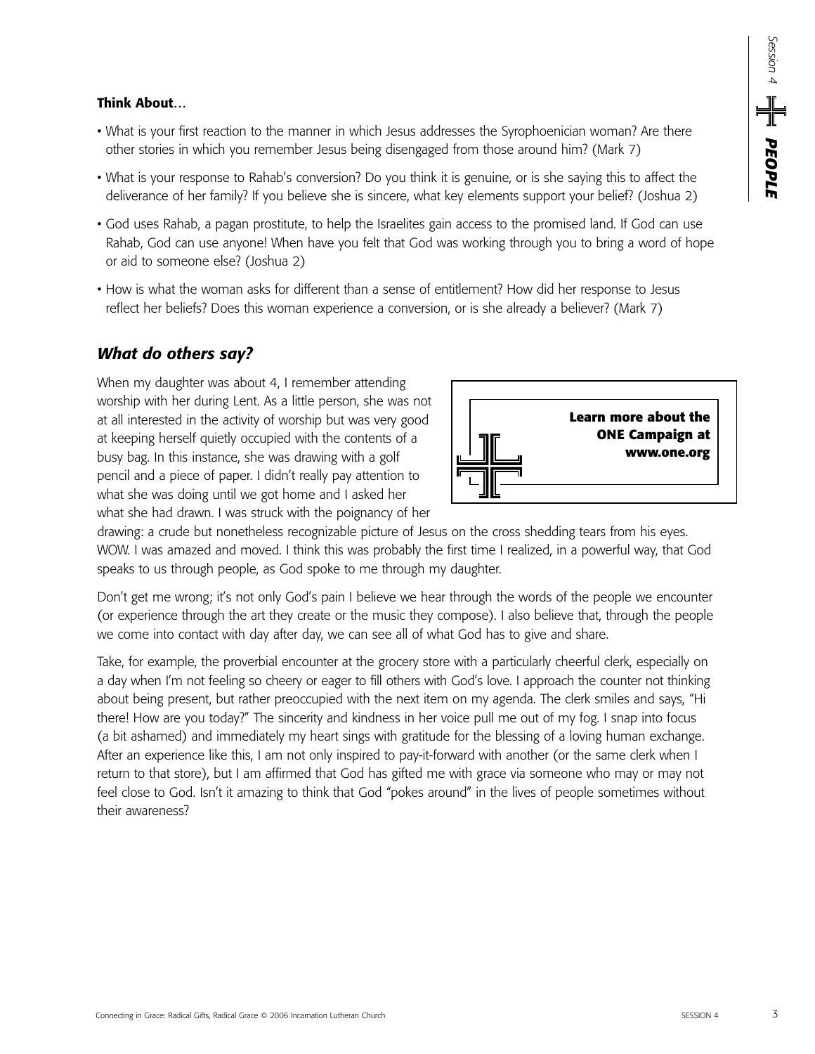**Think About**…

- What is your first reaction to the manner in which Jesus addresses the Syrophoenician woman? Are there other stories in which you remember Jesus being disengaged from those around him? (Mark 7)
- What is your response to Rahab's conversion? Do you think it is genuine, or is she saying this to affect the deliverance of her family? If you believe she is sincere, what key elements support your belief? (Joshua 2)
- God uses Rahab, a pagan prostitute, to help the Israelites gain access to the promised land. If God can use Rahab, God can use anyone! When have you felt that God was working through you to bring a word of hope or aid to someone else? (Joshua 2)
- How is what the woman asks for different than a sense of entitlement? How did her response to Jesus reflect her beliefs? Does this woman experience a conversion, or is she already a believer? (Mark 7)

## *What do others say?*

**Learn more about the ONE Campaign at www.one.org**

When my daughter was about 4, I remember attending worship with her during Lent. As a little person, she was not at all interested in the activity of worship but was very good at keeping herself quietly occupied with the contents of a busy bag. In this instance, she was drawing with a golf pencil and a piece of paper. I didn't really pay attention to what she was doing until we got home and I asked her what she had drawn. I was struck with the poignancy of her drawing: a crude but nonetheless recognizable picture of Jesus on the cross shedding tears from his eyes. WOW. I was amazed and moved. I think this was probably the first time I realized, in a powerful way, that God speaks to us through people, as God spoke to me through my daughter.

Don't get me wrong; it's not only God's pain I believe we hear through the words of the people we encounter (or experience through the art they create or the music they compose). I also believe that, through the people we come into contact with day after day, we can see all of what God has to give and share.

Take, for example, the proverbial encounter at the grocery store with a particularly cheerful clerk, especially on a day when I'm not feeling so cheery or eager to fill others with God's love. I approach the counter not thinking about being present, but rather preoccupied with the next item on my agenda. The clerk smiles and says, "Hi there! How are you today?" The sincerity and kindness in her voice pull me out of my fog. I snap into focus (a bit ashamed) and immediately my heart sings with gratitude for the blessing of a loving human exchange. After an experience like this, I am not only inspired to pay-it-forward with another (or the same clerk when I return to that store), but I am affirmed that God has gifted me with grace via someone who may or may not feel close to God. Isn't it amazing to think that God "pokes around" in the lives of people sometimes without their awareness?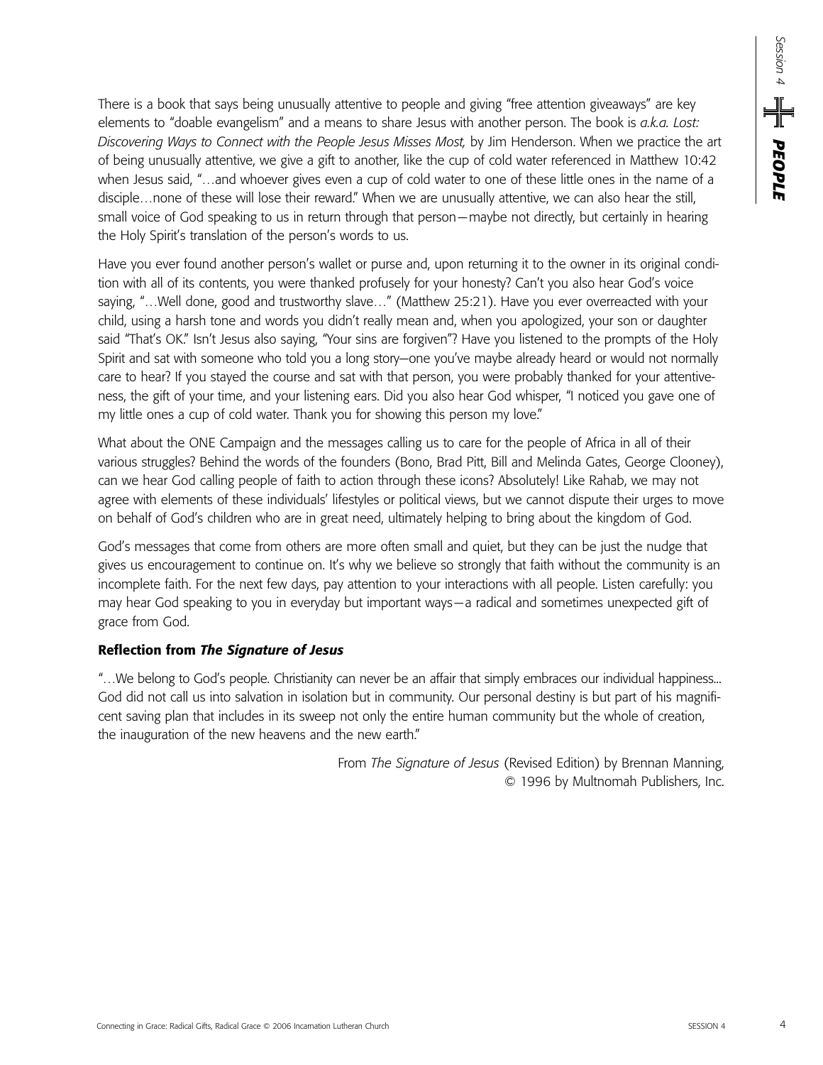There is a book that says being unusually attentive to people and giving "free attention giveaways" are key elements to "doable evangelism" and a means to share Jesus with another person. The book is *a.k.a. Lost: Discovering Ways to Connect with the People Jesus Misses Most,* by Jim Henderson. When we practice the art of being unusually attentive, we give a gift to another, like the cup of cold water referenced in Matthew 10:42 when Jesus said, "…and whoever gives even a cup of cold water to one of these little ones in the name of a disciple…none of these will lose their reward." When we are unusually attentive, we can also hear the still, small voice of God speaking to us in return through that person—maybe not directly, but certainly in hearing the Holy Spirit's translation of the person's words to us.

Have you ever found another person's wallet or purse and, upon returning it to the owner in its original condition with all of its contents, you were thanked profusely for your honesty? Can't you also hear God's voice saying, "…Well done, good and trustworthy slave…" (Matthew 25:21). Have you ever overreacted with your child, using a harsh tone and words you didn't really mean and, when you apologized, your son or daughter said "That's OK." Isn't Jesus also saying, "Your sins are forgiven"? Have you listened to the prompts of the Holy Spirit and sat with someone who told you a long story—one you've maybe already heard or would not normally care to hear? If you stayed the course and sat with that person, you were probably thanked for your attentiveness, the gift of your time, and your listening ears. Did you also hear God whisper, "I noticed you gave one of my little ones a cup of cold water. Thank you for showing this person my love."

What about the ONE Campaign and the messages calling us to care for the people of Africa in all of their various struggles? Behind the words of the founders (Bono, Brad Pitt, Bill and Melinda Gates, George Clooney), can we hear God calling people of faith to action through these icons? Absolutely! Like Rahab, we may not agree with elements of these individuals' lifestyles or political views, but we cannot dispute their urges to move on behalf of God's children who are in great need, ultimately helping to bring about the kingdom of God.

God's messages that come from others are more often small and quiet, but they can be just the nudge that gives us encouragement to continue on. It's why we believe so strongly that faith without the community is an incomplete faith. For the next few days, pay attention to your interactions with all people. Listen carefully: you may hear God speaking to you in everyday but important ways—a radical and sometimes unexpected gift of grace from God.

**Reflection from *The Signature of Jesus***

"…We belong to God's people. Christianity can never be an affair that simply embraces our individual happiness... God did not call us into salvation in isolation but in community. Our personal destiny is but part of his magnificent saving plan that includes in its sweep not only the entire human community but the whole of creation, the inauguration of the new heavens and the new earth."

From *The Signature of Jesus* (Revised Edition) by Brennan Manning,
© 1996 by Multnomah Publishers, Inc.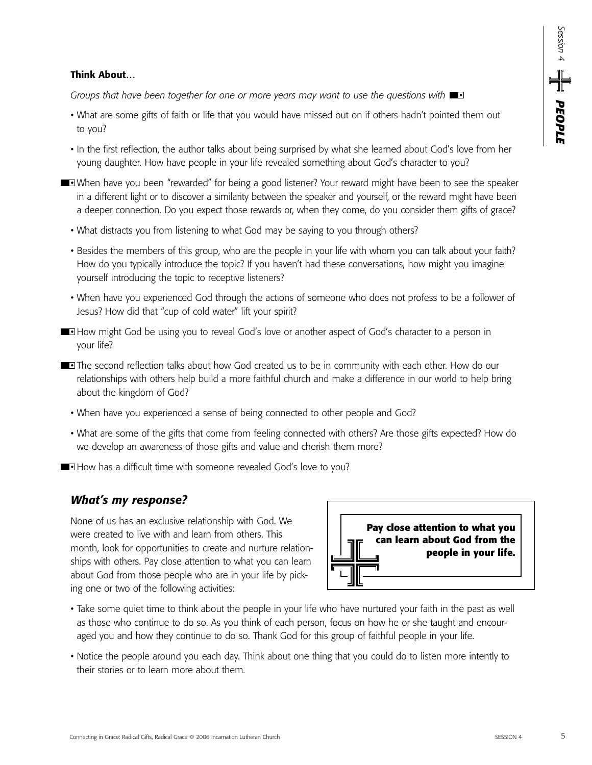**Think About**…

*Groups that have been together for one or more years may want to use the questions with* ■▪

- What are some gifts of faith or life that you would have missed out on if others hadn't pointed them out to you?
- In the first reflection, the author talks about being surprised by what she learned about God's love from her young daughter. How have people in your life revealed something about God's character to you?

■▪ When have you been "rewarded" for being a good listener? Your reward might have been to see the speaker in a different light or to discover a similarity between the speaker and yourself, or the reward might have been a deeper connection. Do you expect those rewards or, when they come, do you consider them gifts of grace?

- What distracts you from listening to what God may be saying to you through others?
- Besides the members of this group, who are the people in your life with whom you can talk about your faith? How do you typically introduce the topic? If you haven't had these conversations, how might you imagine yourself introducing the topic to receptive listeners?
- When have you experienced God through the actions of someone who does not profess to be a follower of Jesus? How did that "cup of cold water" lift your spirit?

■▪ How might God be using you to reveal God's love or another aspect of God's character to a person in your life?

■▪ The second reflection talks about how God created us to be in community with each other. How do our relationships with others help build a more faithful church and make a difference in our world to help bring about the kingdom of God?

- When have you experienced a sense of being connected to other people and God?
- What are some of the gifts that come from feeling connected with others? Are those gifts expected? How do we develop an awareness of those gifts and value and cherish them more?

■▪ How has a difficult time with someone revealed God's love to you?

## *What's my response?*

None of us has an exclusive relationship with God. We were created to live with and learn from others. This month, look for opportunities to create and nurture relationships with others. Pay close attention to what you can learn about God from those people who are in your life by picking one or two of the following activities:

**Pay close attention to what you can learn about God from the people in your life.**

- Take some quiet time to think about the people in your life who have nurtured your faith in the past as well as those who continue to do so. As you think of each person, focus on how he or she taught and encouraged you and how they continue to do so. Thank God for this group of faithful people in your life.
- Notice the people around you each day. Think about one thing that you could do to listen more intently to their stories or to learn more about them.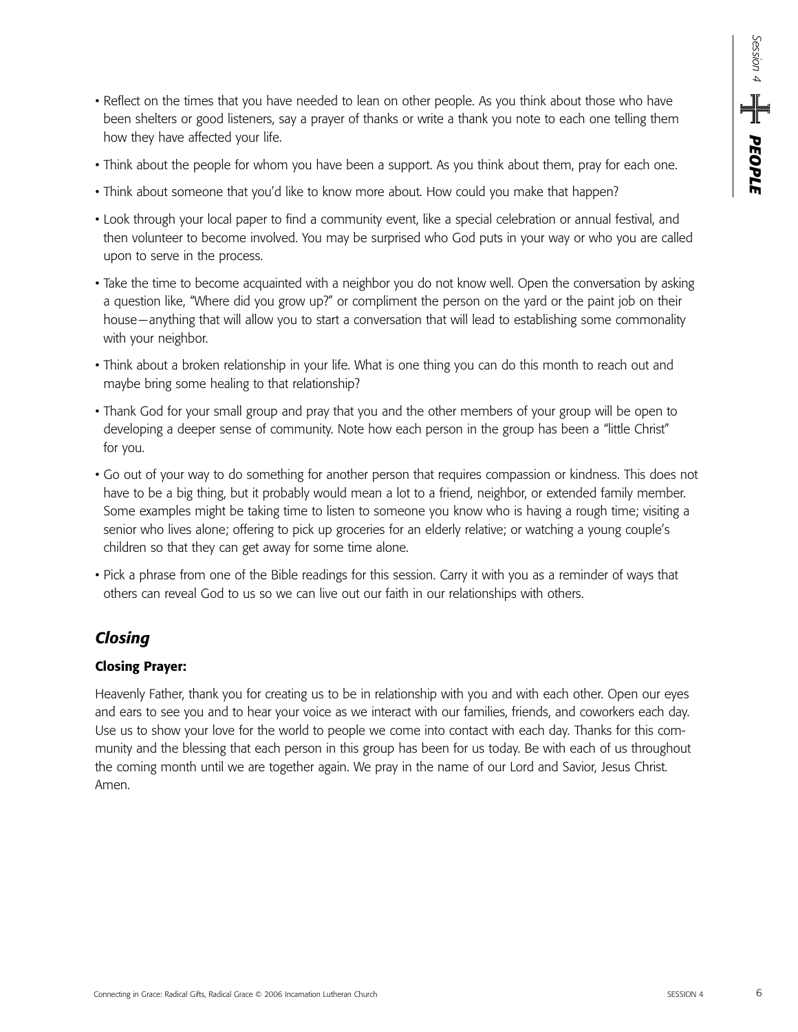- Reflect on the times that you have needed to lean on other people. As you think about those who have been shelters or good listeners, say a prayer of thanks or write a thank you note to each one telling them how they have affected your life.
- Think about the people for whom you have been a support. As you think about them, pray for each one.
- Think about someone that you'd like to know more about. How could you make that happen?
- Look through your local paper to find a community event, like a special celebration or annual festival, and then volunteer to become involved. You may be surprised who God puts in your way or who you are called upon to serve in the process.
- Take the time to become acquainted with a neighbor you do not know well. Open the conversation by asking a question like, "Where did you grow up?" or compliment the person on the yard or the paint job on their house—anything that will allow you to start a conversation that will lead to establishing some commonality with your neighbor.
- Think about a broken relationship in your life. What is one thing you can do this month to reach out and maybe bring some healing to that relationship?
- Thank God for your small group and pray that you and the other members of your group will be open to developing a deeper sense of community. Note how each person in the group has been a "little Christ" for you.
- Go out of your way to do something for another person that requires compassion or kindness. This does not have to be a big thing, but it probably would mean a lot to a friend, neighbor, or extended family member. Some examples might be taking time to listen to someone you know who is having a rough time; visiting a senior who lives alone; offering to pick up groceries for an elderly relative; or watching a young couple's children so that they can get away for some time alone.
- Pick a phrase from one of the Bible readings for this session. Carry it with you as a reminder of ways that others can reveal God to us so we can live out our faith in our relationships with others.

## *Closing*

**Closing Prayer:**

Heavenly Father, thank you for creating us to be in relationship with you and with each other. Open our eyes and ears to see you and to hear your voice as we interact with our families, friends, and coworkers each day. Use us to show your love for the world to people we come into contact with each day. Thanks for this community and the blessing that each person in this group has been for us today. Be with each of us throughout the coming month until we are together again. We pray in the name of our Lord and Savior, Jesus Christ. Amen.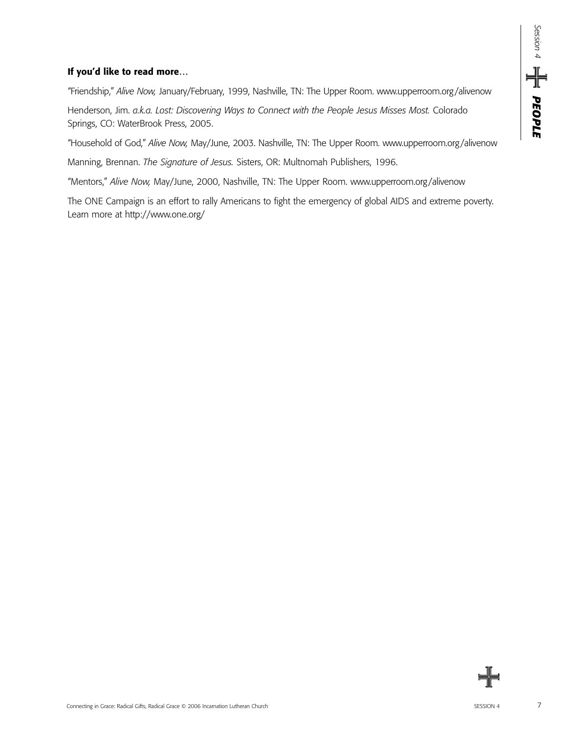**If you'd like to read more**…

"Friendship," *Alive Now,* January/February, 1999, Nashville, TN: The Upper Room. www.upperroom.org/alivenow

Henderson, Jim. *a.k.a. Lost: Discovering Ways to Connect with the People Jesus Misses Most.* Colorado Springs, CO: WaterBrook Press, 2005.

"Household of God," *Alive Now,* May/June, 2003. Nashville, TN: The Upper Room. www.upperroom.org/alivenow

Manning, Brennan. *The Signature of Jesus.* Sisters, OR: Multnomah Publishers, 1996.

"Mentors," *Alive Now,* May/June, 2000, Nashville, TN: The Upper Room. www.upperroom.org/alivenow

The ONE Campaign is an effort to rally Americans to fight the emergency of global AIDS and extreme poverty. Learn more at http://www.one.org/